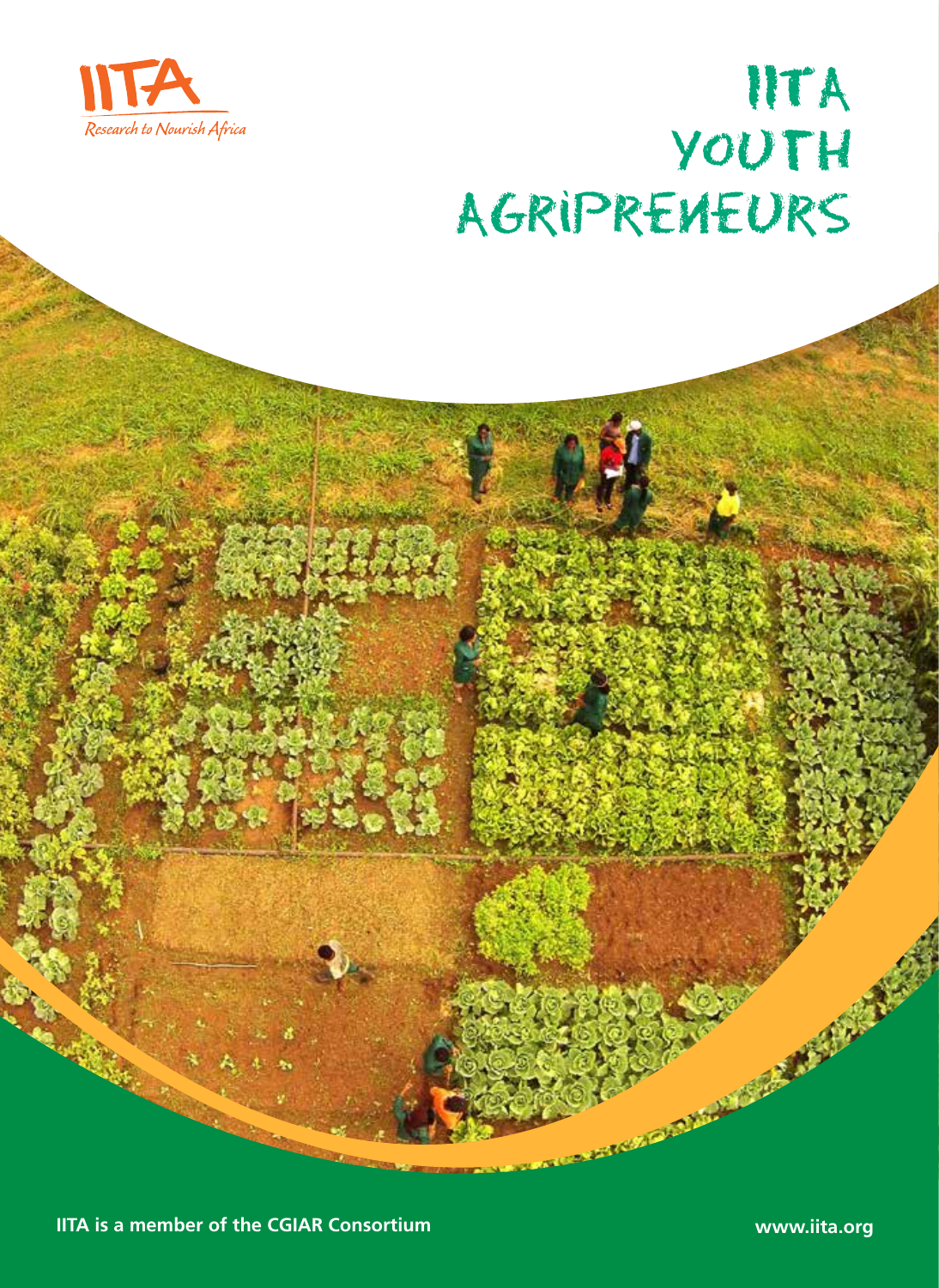IITA

*Research to Nourish Africa*

# IITA YOUTH AGRIPRENEURS

**IITA is a member of the CGIAR Consortium**

**www.iita.org**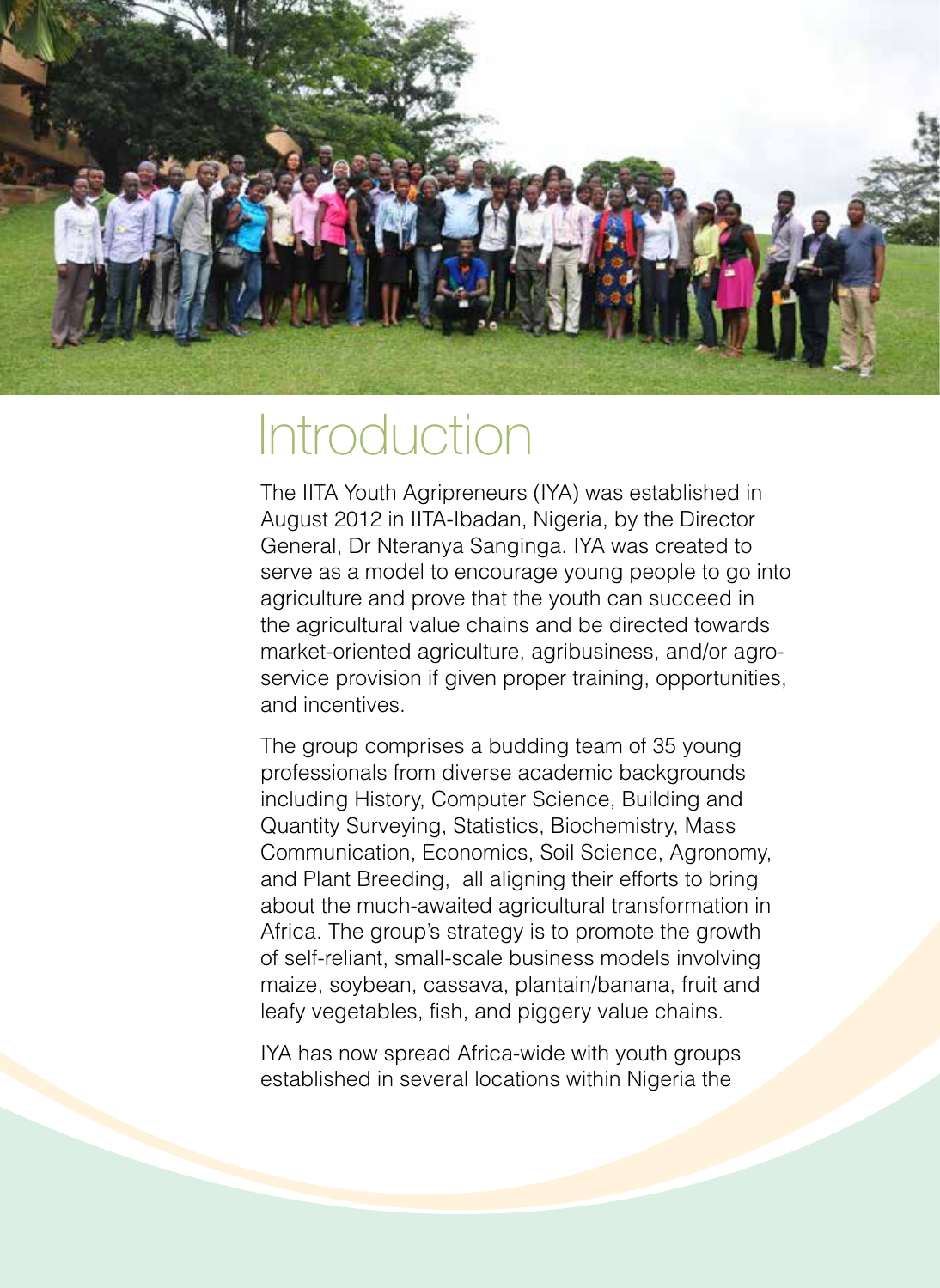# Introduction

The IITA Youth Agripreneurs (IYA) was established in August 2012 in IITA-Ibadan, Nigeria, by the Director General, Dr Nteranya Sanginga. IYA was created to serve as a model to encourage young people to go into agriculture and prove that the youth can succeed in the agricultural value chains and be directed towards market-oriented agriculture, agribusiness, and/or agro-service provision if given proper training, opportunities, and incentives.

The group comprises a budding team of 35 young professionals from diverse academic backgrounds including History, Computer Science, Building and Quantity Surveying, Statistics, Biochemistry, Mass Communication, Economics, Soil Science, Agronomy, and Plant Breeding, all aligning their efforts to bring about the much-awaited agricultural transformation in Africa. The group's strategy is to promote the growth of self-reliant, small-scale business models involving maize, soybean, cassava, plantain/banana, fruit and leafy vegetables, fish, and piggery value chains.

IYA has now spread Africa-wide with youth groups established in several locations within Nigeria the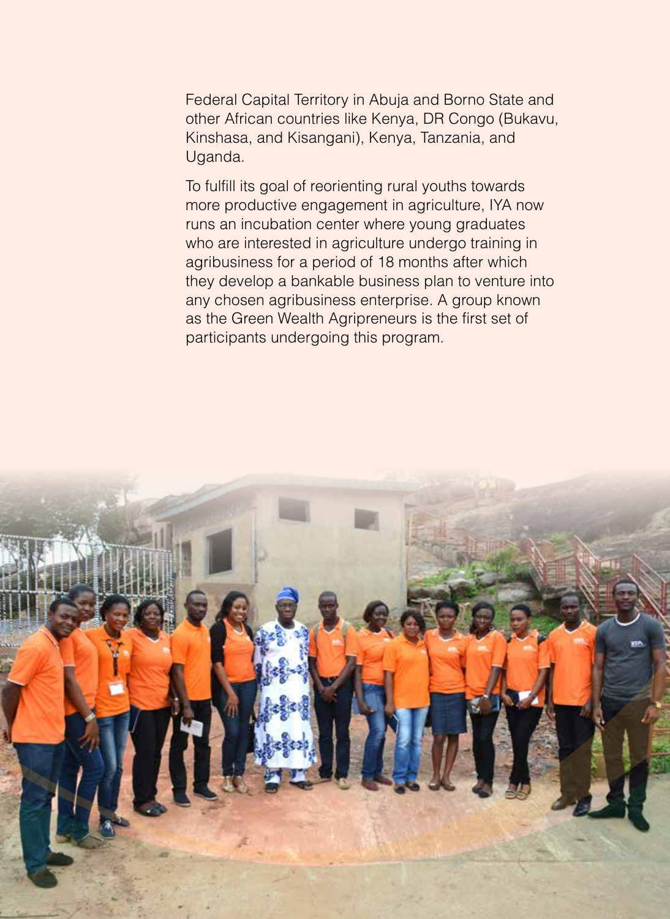Federal Capital Territory in Abuja and Borno State and other African countries like Kenya, DR Congo (Bukavu, Kinshasa, and Kisangani), Kenya, Tanzania, and Uganda.

To fulfill its goal of reorienting rural youths towards more productive engagement in agriculture, IYA now runs an incubation center where young graduates who are interested in agriculture undergo training in agribusiness for a period of 18 months after which they develop a bankable business plan to venture into any chosen agribusiness enterprise. A group known as the Green Wealth Agripreneurs is the first set of participants undergoing this program.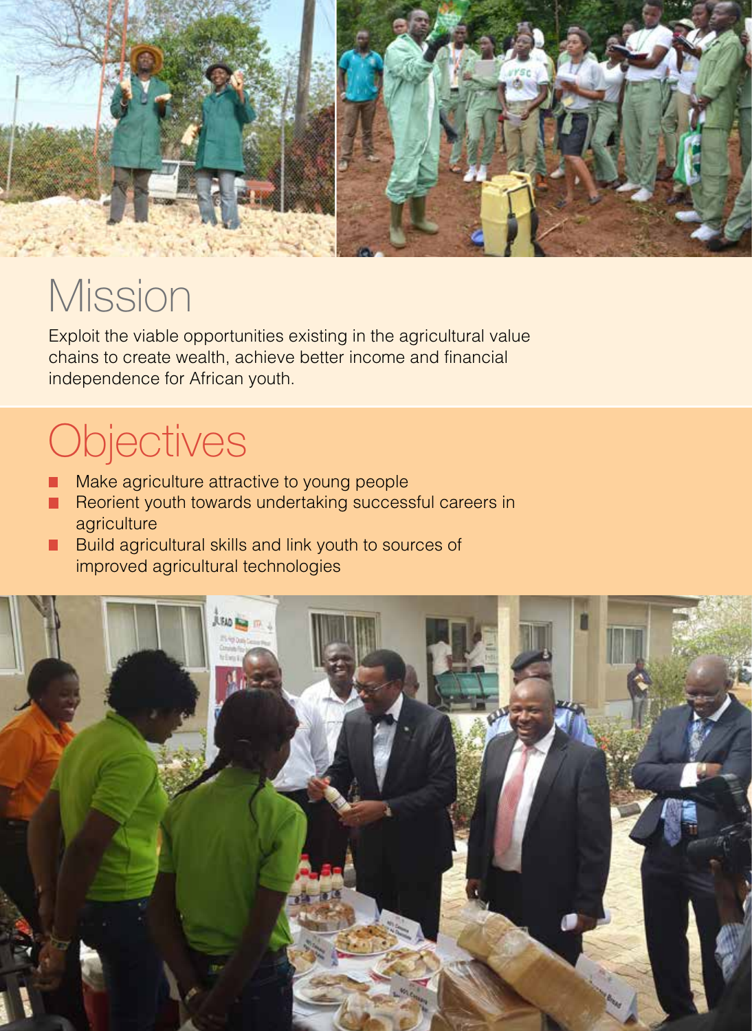# Mission

Exploit the viable opportunities existing in the agricultural value chains to create wealth, achieve better income and financial independence for African youth.

# Objectives

- Make agriculture attractive to young people
- Reorient youth towards undertaking successful careers in agriculture
- Build agricultural skills and link youth to sources of improved agricultural technologies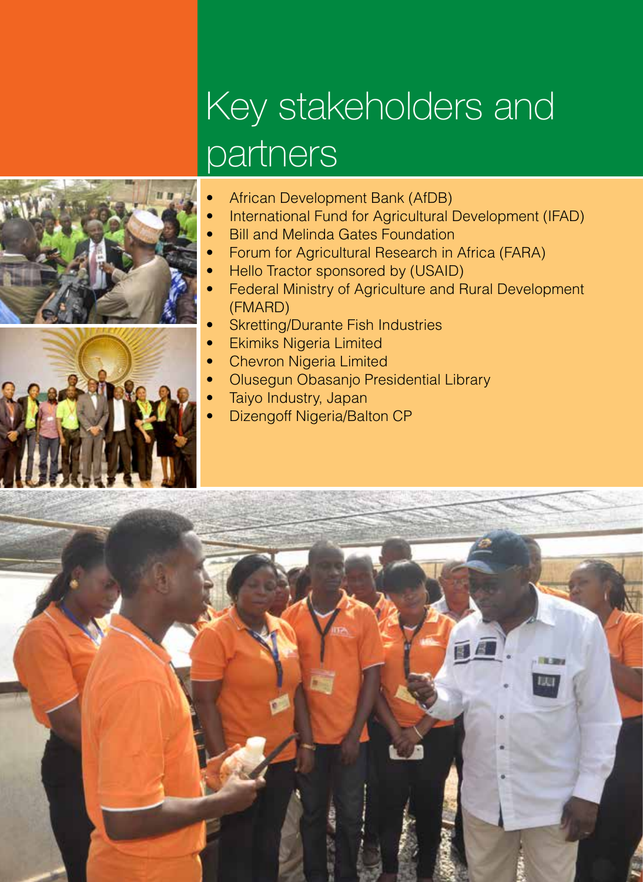# Key stakeholders and partners

- African Development Bank (AfDB)
- International Fund for Agricultural Development (IFAD)
- Bill and Melinda Gates Foundation
- Forum for Agricultural Research in Africa (FARA)
- Hello Tractor sponsored by (USAID)
- Federal Ministry of Agriculture and Rural Development (FMARD)
- Skretting/Durante Fish Industries
- Ekimiks Nigeria Limited
- Chevron Nigeria Limited
- Olusegun Obasanjo Presidential Library
- Taiyo Industry, Japan
- Dizengoff Nigeria/Balton CP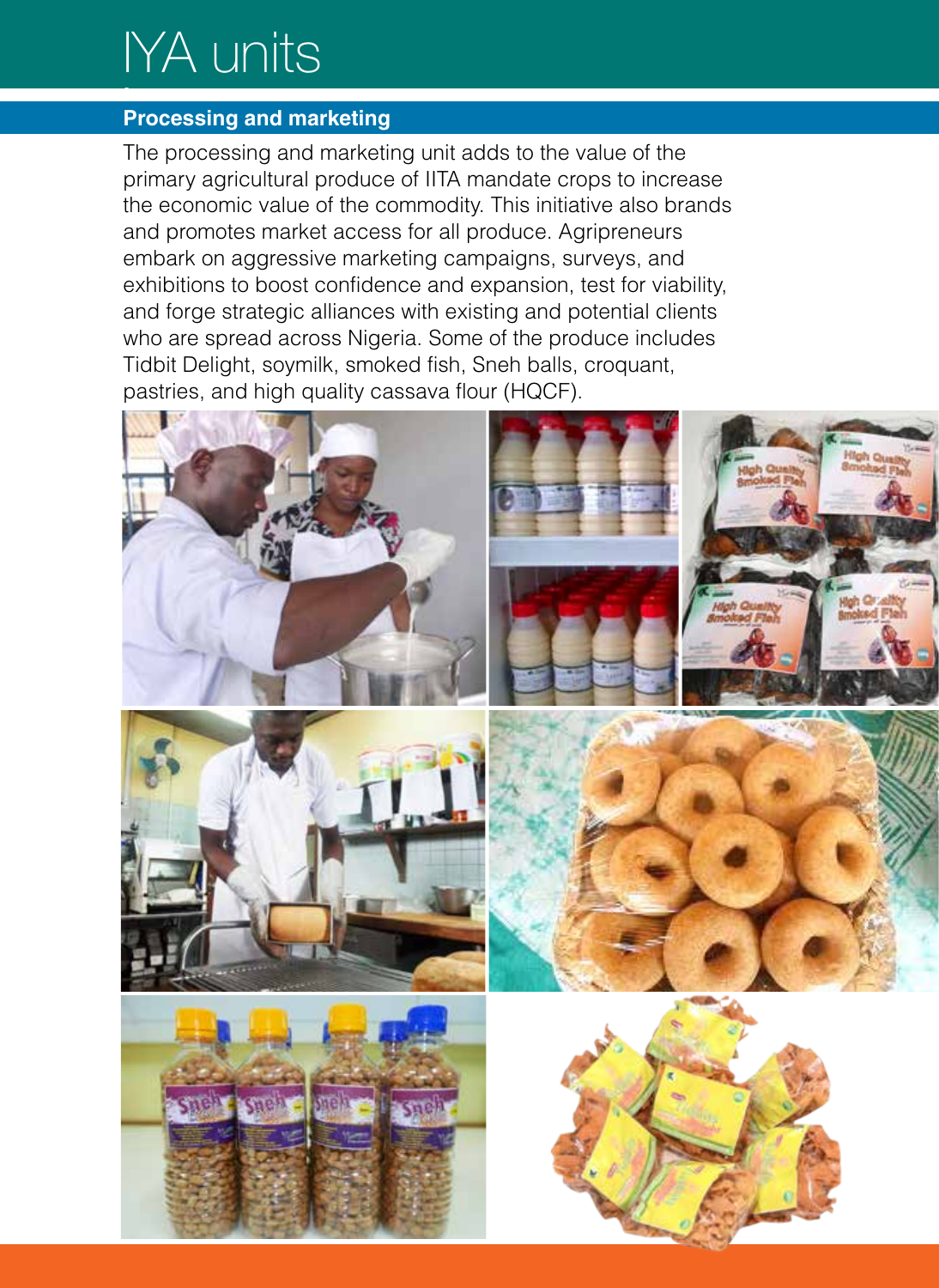# IYA units

## Processing and marketing

The processing and marketing unit adds to the value of the primary agricultural produce of IITA mandate crops to increase the economic value of the commodity. This initiative also brands and promotes market access for all produce. Agripreneurs embark on aggressive marketing campaigns, surveys, and exhibitions to boost confidence and expansion, test for viability, and forge strategic alliances with existing and potential clients who are spread across Nigeria. Some of the produce includes Tidbit Delight, soymilk, smoked fish, Sneh balls, croquant, pastries, and high quality cassava flour (HQCF).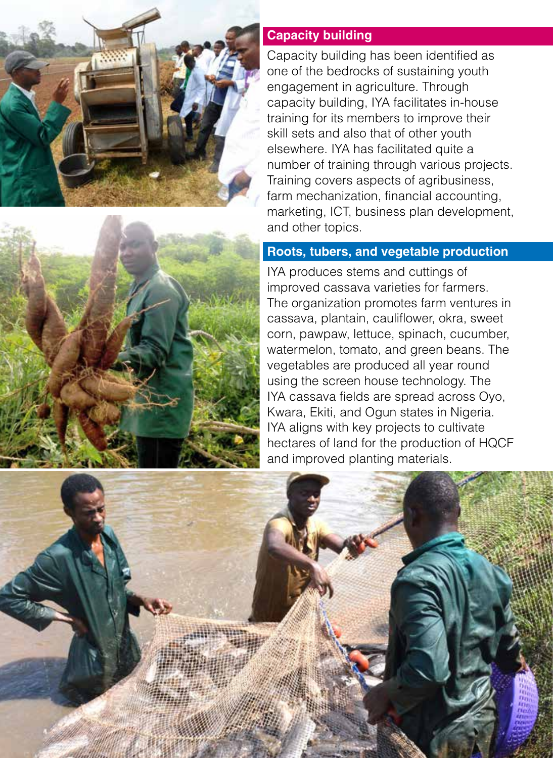## Capacity building

Capacity building has been identified as one of the bedrocks of sustaining youth engagement in agriculture. Through capacity building, IYA facilitates in-house training for its members to improve their skill sets and also that of other youth elsewhere. IYA has facilitated quite a number of training through various projects. Training covers aspects of agribusiness, farm mechanization, financial accounting, marketing, ICT, business plan development, and other topics.

## Roots, tubers, and vegetable production

IYA produces stems and cuttings of improved cassava varieties for farmers. The organization promotes farm ventures in cassava, plantain, cauliflower, okra, sweet corn, pawpaw, lettuce, spinach, cucumber, watermelon, tomato, and green beans. The vegetables are produced all year round using the screen house technology. The IYA cassava fields are spread across Oyo, Kwara, Ekiti, and Ogun states in Nigeria. IYA aligns with key projects to cultivate hectares of land for the production of HQCF and improved planting materials.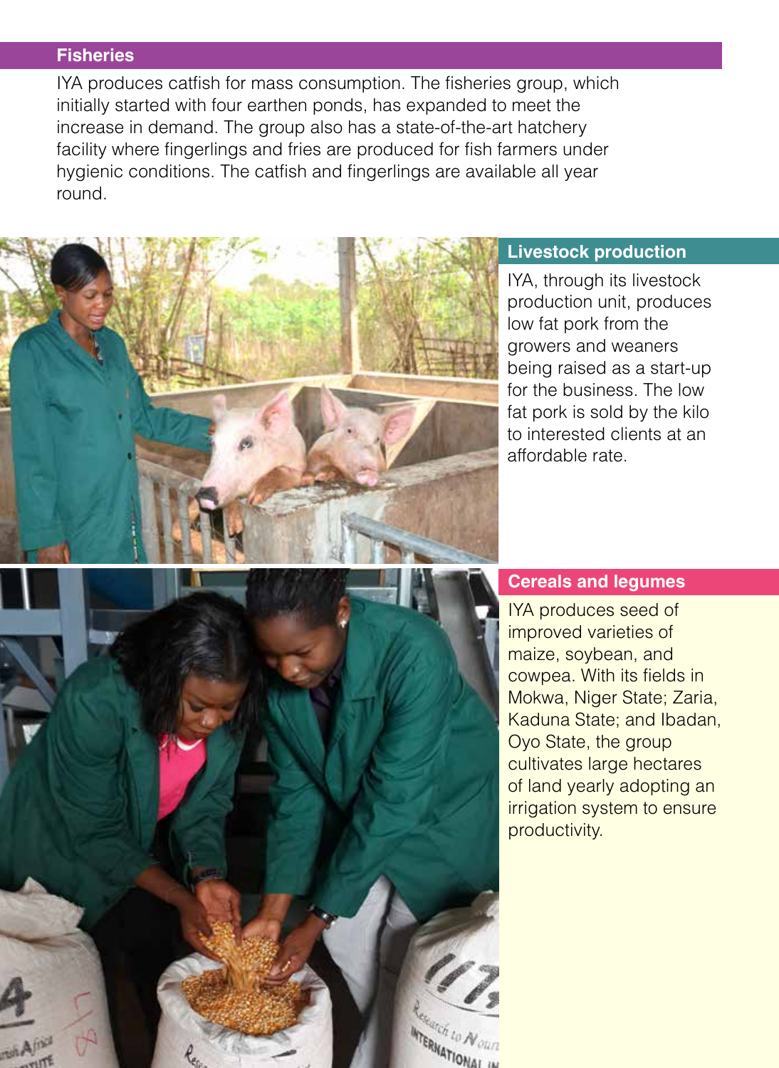## Fisheries

IYA produces catfish for mass consumption. The fisheries group, which initially started with four earthen ponds, has expanded to meet the increase in demand. The group also has a state-of-the-art hatchery facility where fingerlings and fries are produced for fish farmers under hygienic conditions. The catfish and fingerlings are available all year round.

## Livestock production

IYA, through its livestock production unit, produces low fat pork from the growers and weaners being raised as a start-up for the business. The low fat pork is sold by the kilo to interested clients at an affordable rate.

## Cereals and legumes

IYA produces seed of improved varieties of maize, soybean, and cowpea. With its fields in Mokwa, Niger State; Zaria, Kaduna State; and Ibadan, Oyo State, the group cultivates large hectares of land yearly adopting an irrigation system to ensure productivity.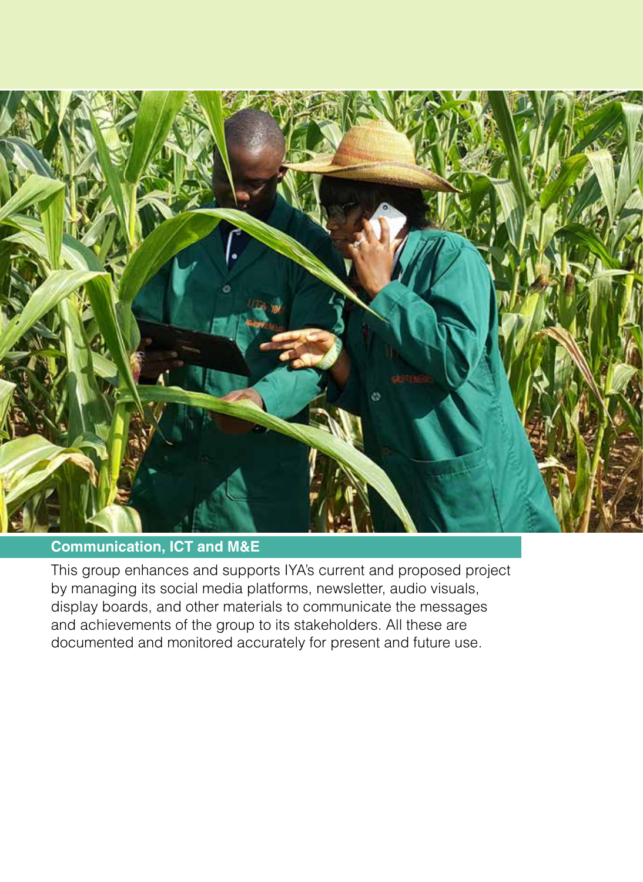## Communication, ICT and M&E

This group enhances and supports IYA's current and proposed project by managing its social media platforms, newsletter, audio visuals, display boards, and other materials to communicate the messages and achievements of the group to its stakeholders. All these are documented and monitored accurately for present and future use.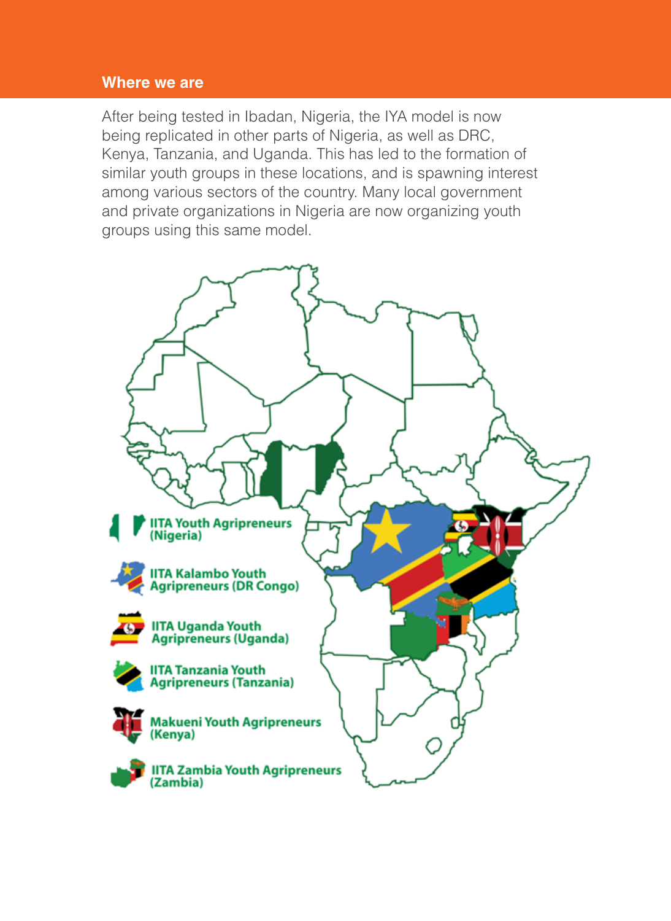## Where we are

After being tested in Ibadan, Nigeria, the IYA model is now being replicated in other parts of Nigeria, as well as DRC, Kenya, Tanzania, and Uganda. This has led to the formation of similar youth groups in these locations, and is spawning interest among various sectors of the country. Many local government and private organizations in Nigeria are now organizing youth groups using this same model.

- IITA Youth Agripreneurs (Nigeria)
- IITA Kalambo Youth Agripreneurs (DR Congo)
- IITA Uganda Youth Agripreneurs (Uganda)
- IITA Tanzania Youth Agripreneurs (Tanzania)
- Makueni Youth Agripreneurs (Kenya)
- IITA Zambia Youth Agripreneurs (Zambia)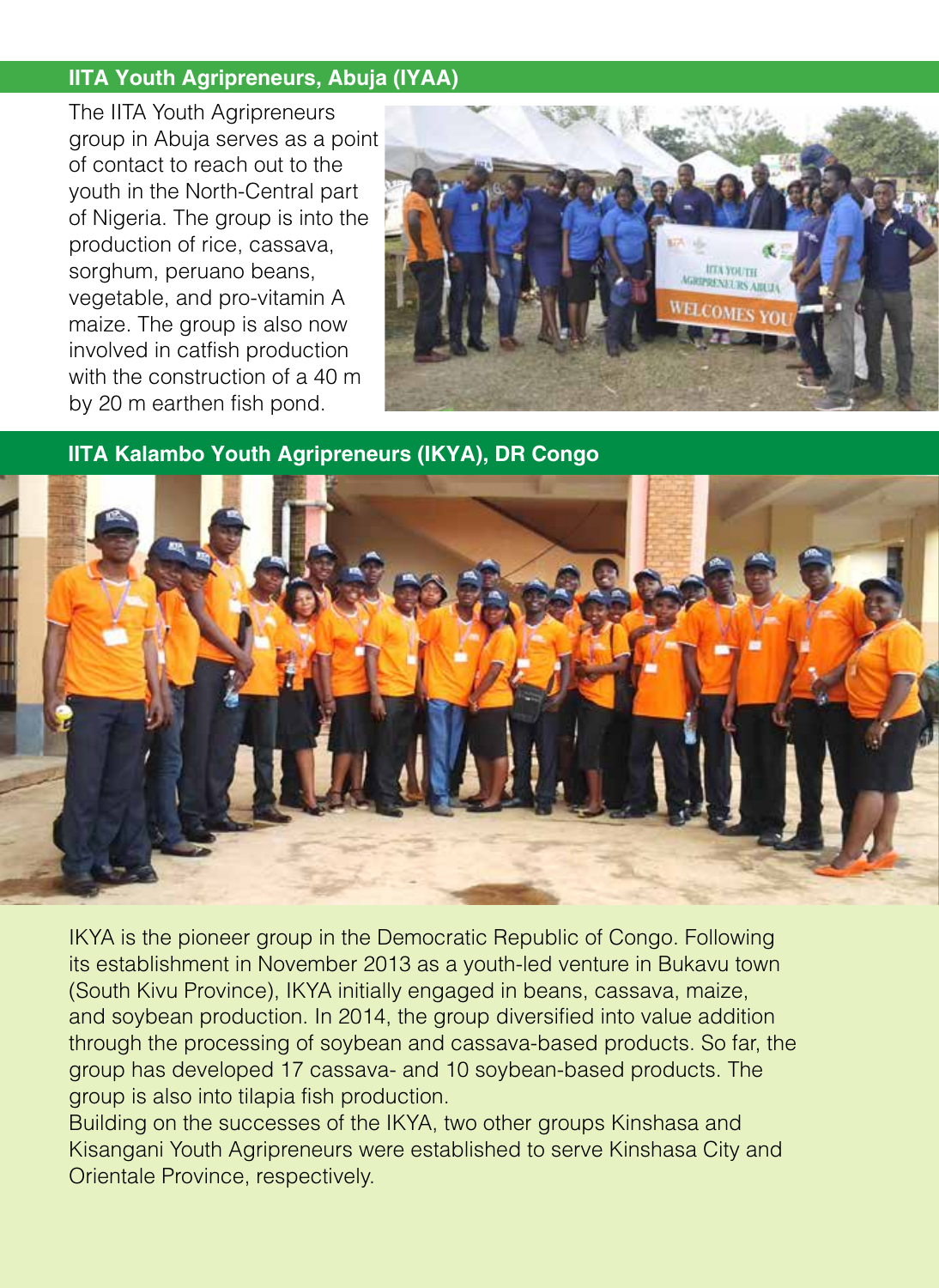## IITA Youth Agripreneurs, Abuja (IYAA)

The IITA Youth Agripreneurs group in Abuja serves as a point of contact to reach out to the youth in the North-Central part of Nigeria. The group is into the production of rice, cassava, sorghum, peruano beans, vegetable, and pro-vitamin A maize. The group is also now involved in catfish production with the construction of a 40 m by 20 m earthen fish pond.

## IITA Kalambo Youth Agripreneurs (IKYA), DR Congo

IKYA is the pioneer group in the Democratic Republic of Congo. Following its establishment in November 2013 as a youth-led venture in Bukavu town (South Kivu Province), IKYA initially engaged in beans, cassava, maize, and soybean production. In 2014, the group diversified into value addition through the processing of soybean and cassava-based products. So far, the group has developed 17 cassava- and 10 soybean-based products. The group is also into tilapia fish production.

Building on the successes of the IKYA, two other groups Kinshasa and Kisangani Youth Agripreneurs were established to serve Kinshasa City and Orientale Province, respectively.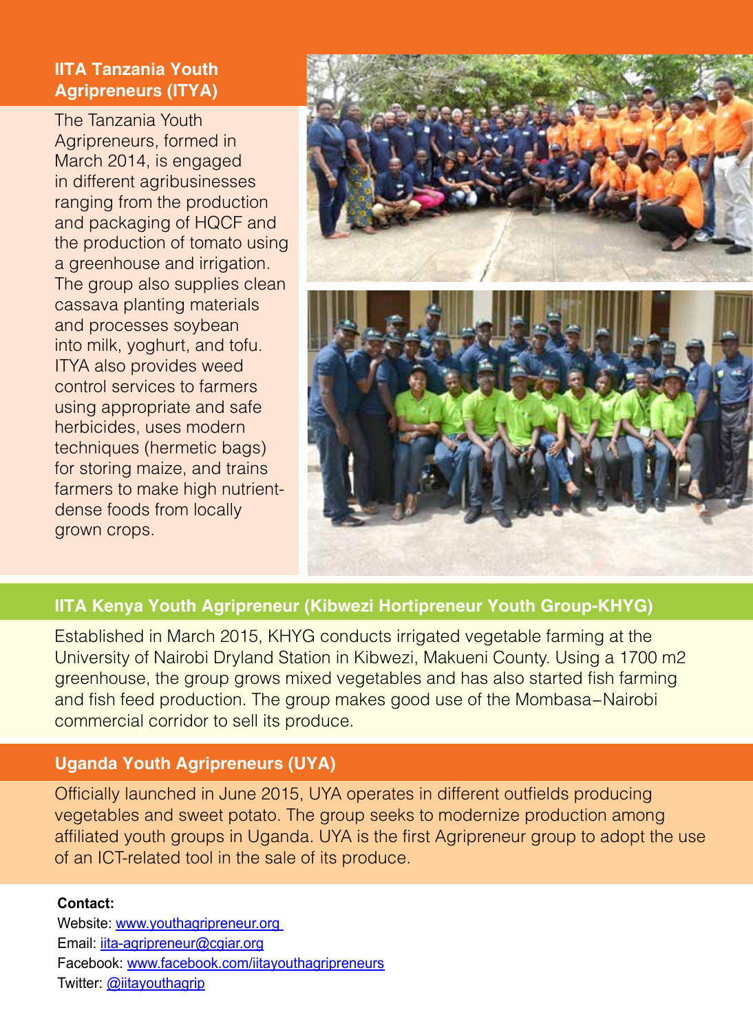## IITA Tanzania Youth Agripreneurs (ITYA)

The Tanzania Youth Agripreneurs, formed in March 2014, is engaged in different agribusinesses ranging from the production and packaging of HQCF and the production of tomato using a greenhouse and irrigation. The group also supplies clean cassava planting materials and processes soybean into milk, yoghurt, and tofu. ITYA also provides weed control services to farmers using appropriate and safe herbicides, uses modern techniques (hermetic bags) for storing maize, and trains farmers to make high nutrient-dense foods from locally grown crops.

## IITA Kenya Youth Agripreneur (Kibwezi Hortipreneur Youth Group-KHYG)

Established in March 2015, KHYG conducts irrigated vegetable farming at the University of Nairobi Dryland Station in Kibwezi, Makueni County. Using a 1700 m2 greenhouse, the group grows mixed vegetables and has also started fish farming and fish feed production. The group makes good use of the Mombasa–Nairobi commercial corridor to sell its produce.

## Uganda Youth Agripreneurs (UYA)

Officially launched in June 2015, UYA operates in different outfields producing vegetables and sweet potato. The group seeks to modernize production among affiliated youth groups in Uganda. UYA is the first Agripreneur group to adopt the use of an ICT-related tool in the sale of its produce.

**Contact:**

Website: www.youthagripreneur.org

Email: iita-agripreneur@cgiar.org

Facebook: www.facebook.com/iitayouthagripreneurs

Twitter: @iitayouthagrip